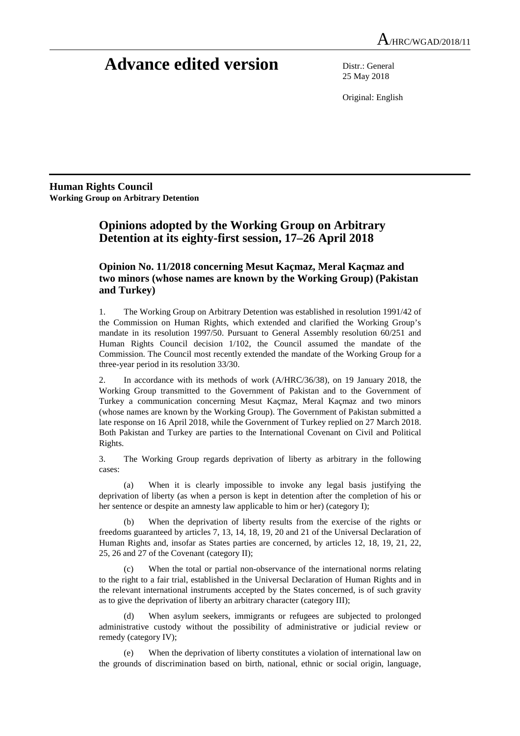# Advance edited version

Distr.: General
25 May 2018

Original: English

**Human Rights Council**
**Working Group on Arbitrary Detention**

## Opinions adopted by the Working Group on Arbitrary Detention at its eighty-first session, 17–26 April 2018

### Opinion No. 11/2018 concerning Mesut Kaçmaz, Meral Kaçmaz and two minors (whose names are known by the Working Group) (Pakistan and Turkey)

1. The Working Group on Arbitrary Detention was established in resolution 1991/42 of the Commission on Human Rights, which extended and clarified the Working Group's mandate in its resolution 1997/50. Pursuant to General Assembly resolution 60/251 and Human Rights Council decision 1/102, the Council assumed the mandate of the Commission. The Council most recently extended the mandate of the Working Group for a three-year period in its resolution 33/30.

2. In accordance with its methods of work (A/HRC/36/38), on 19 January 2018, the Working Group transmitted to the Government of Pakistan and to the Government of Turkey a communication concerning Mesut Kaçmaz, Meral Kaçmaz and two minors (whose names are known by the Working Group). The Government of Pakistan submitted a late response on 16 April 2018, while the Government of Turkey replied on 27 March 2018. Both Pakistan and Turkey are parties to the International Covenant on Civil and Political Rights.

3. The Working Group regards deprivation of liberty as arbitrary in the following cases:

(a) When it is clearly impossible to invoke any legal basis justifying the deprivation of liberty (as when a person is kept in detention after the completion of his or her sentence or despite an amnesty law applicable to him or her) (category I);

(b) When the deprivation of liberty results from the exercise of the rights or freedoms guaranteed by articles 7, 13, 14, 18, 19, 20 and 21 of the Universal Declaration of Human Rights and, insofar as States parties are concerned, by articles 12, 18, 19, 21, 22, 25, 26 and 27 of the Covenant (category II);

(c) When the total or partial non-observance of the international norms relating to the right to a fair trial, established in the Universal Declaration of Human Rights and in the relevant international instruments accepted by the States concerned, is of such gravity as to give the deprivation of liberty an arbitrary character (category III);

(d) When asylum seekers, immigrants or refugees are subjected to prolonged administrative custody without the possibility of administrative or judicial review or remedy (category IV);

(e) When the deprivation of liberty constitutes a violation of international law on the grounds of discrimination based on birth, national, ethnic or social origin, language,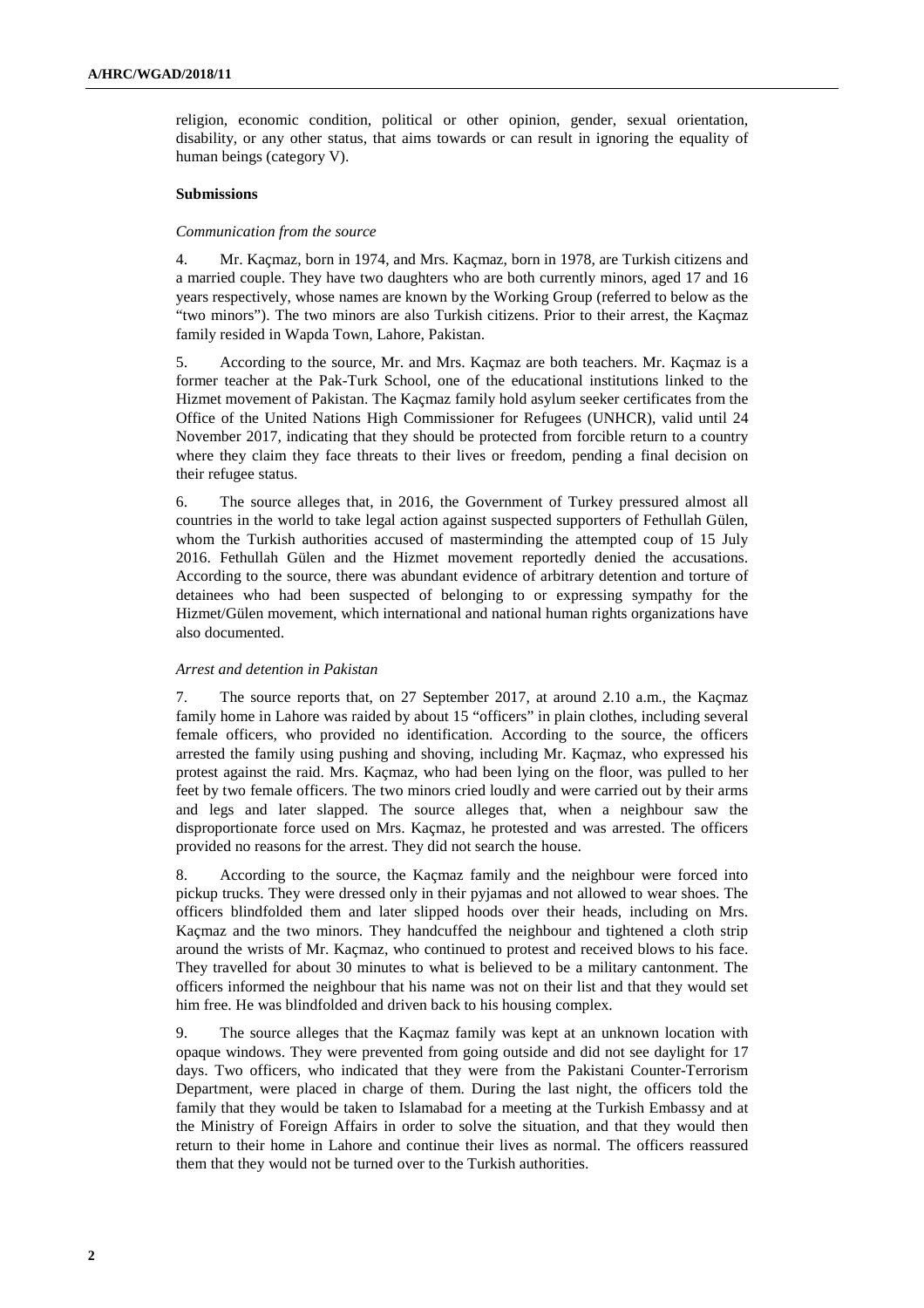religion, economic condition, political or other opinion, gender, sexual orientation, disability, or any other status, that aims towards or can result in ignoring the equality of human beings (category V).

**Submissions**

*Communication from the source*

4. Mr. Kaçmaz, born in 1974, and Mrs. Kaçmaz, born in 1978, are Turkish citizens and a married couple. They have two daughters who are both currently minors, aged 17 and 16 years respectively, whose names are known by the Working Group (referred to below as the "two minors"). The two minors are also Turkish citizens. Prior to their arrest, the Kaçmaz family resided in Wapda Town, Lahore, Pakistan.

5. According to the source, Mr. and Mrs. Kaçmaz are both teachers. Mr. Kaçmaz is a former teacher at the Pak-Turk School, one of the educational institutions linked to the Hizmet movement of Pakistan. The Kaçmaz family hold asylum seeker certificates from the Office of the United Nations High Commissioner for Refugees (UNHCR), valid until 24 November 2017, indicating that they should be protected from forcible return to a country where they claim they face threats to their lives or freedom, pending a final decision on their refugee status.

6. The source alleges that, in 2016, the Government of Turkey pressured almost all countries in the world to take legal action against suspected supporters of Fethullah Gülen, whom the Turkish authorities accused of masterminding the attempted coup of 15 July 2016. Fethullah Gülen and the Hizmet movement reportedly denied the accusations. According to the source, there was abundant evidence of arbitrary detention and torture of detainees who had been suspected of belonging to or expressing sympathy for the Hizmet/Gülen movement, which international and national human rights organizations have also documented.

*Arrest and detention in Pakistan*

7. The source reports that, on 27 September 2017, at around 2.10 a.m., the Kaçmaz family home in Lahore was raided by about 15 "officers" in plain clothes, including several female officers, who provided no identification. According to the source, the officers arrested the family using pushing and shoving, including Mr. Kaçmaz, who expressed his protest against the raid. Mrs. Kaçmaz, who had been lying on the floor, was pulled to her feet by two female officers. The two minors cried loudly and were carried out by their arms and legs and later slapped. The source alleges that, when a neighbour saw the disproportionate force used on Mrs. Kaçmaz, he protested and was arrested. The officers provided no reasons for the arrest. They did not search the house.

8. According to the source, the Kaçmaz family and the neighbour were forced into pickup trucks. They were dressed only in their pyjamas and not allowed to wear shoes. The officers blindfolded them and later slipped hoods over their heads, including on Mrs. Kaçmaz and the two minors. They handcuffed the neighbour and tightened a cloth strip around the wrists of Mr. Kaçmaz, who continued to protest and received blows to his face. They travelled for about 30 minutes to what is believed to be a military cantonment. The officers informed the neighbour that his name was not on their list and that they would set him free. He was blindfolded and driven back to his housing complex.

9. The source alleges that the Kaçmaz family was kept at an unknown location with opaque windows. They were prevented from going outside and did not see daylight for 17 days. Two officers, who indicated that they were from the Pakistani Counter-Terrorism Department, were placed in charge of them. During the last night, the officers told the family that they would be taken to Islamabad for a meeting at the Turkish Embassy and at the Ministry of Foreign Affairs in order to solve the situation, and that they would then return to their home in Lahore and continue their lives as normal. The officers reassured them that they would not be turned over to the Turkish authorities.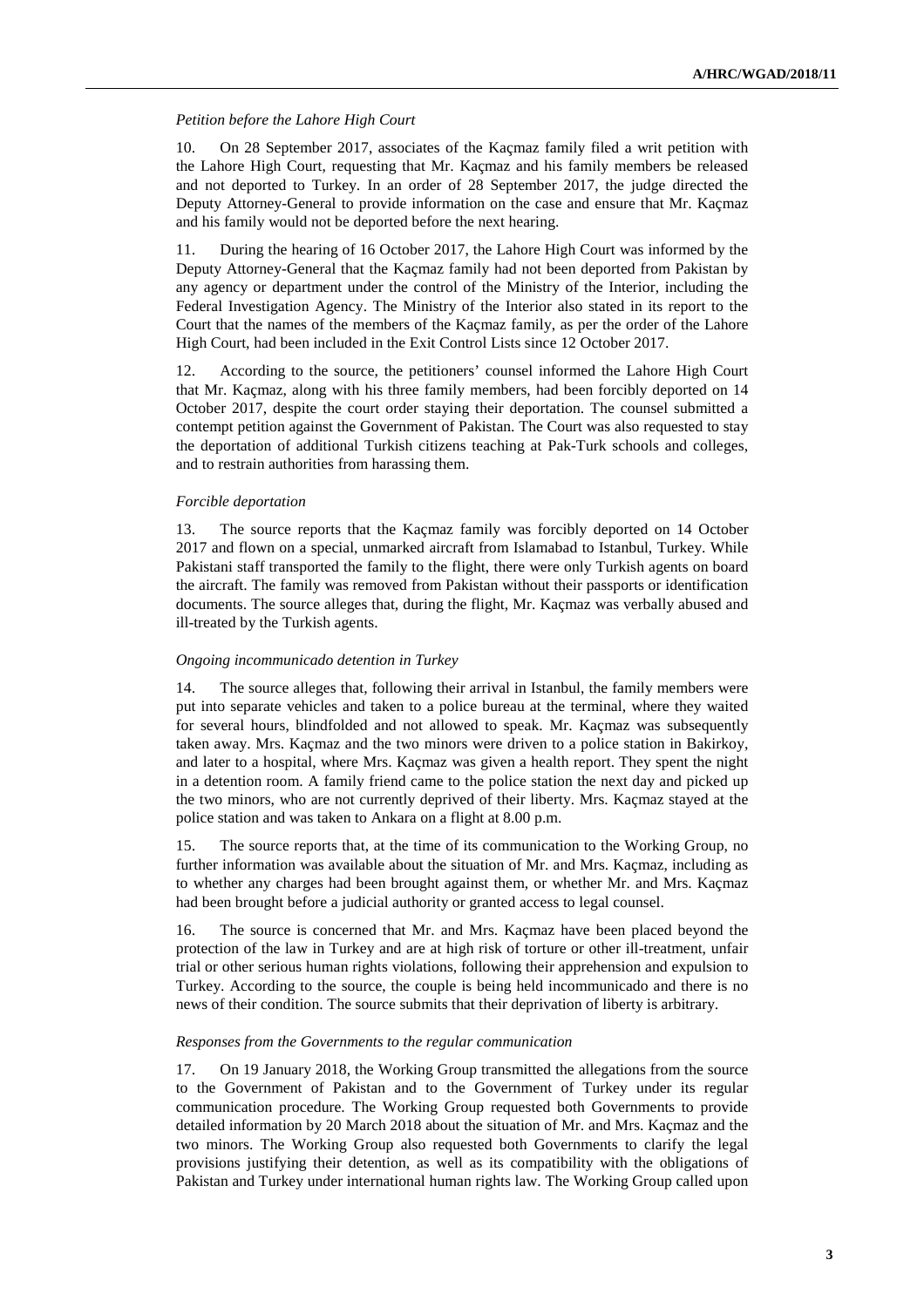*Petition before the Lahore High Court*

10. On 28 September 2017, associates of the Kaçmaz family filed a writ petition with the Lahore High Court, requesting that Mr. Kaçmaz and his family members be released and not deported to Turkey. In an order of 28 September 2017, the judge directed the Deputy Attorney-General to provide information on the case and ensure that Mr. Kaçmaz and his family would not be deported before the next hearing.

11. During the hearing of 16 October 2017, the Lahore High Court was informed by the Deputy Attorney-General that the Kaçmaz family had not been deported from Pakistan by any agency or department under the control of the Ministry of the Interior, including the Federal Investigation Agency. The Ministry of the Interior also stated in its report to the Court that the names of the members of the Kaçmaz family, as per the order of the Lahore High Court, had been included in the Exit Control Lists since 12 October 2017.

12. According to the source, the petitioners' counsel informed the Lahore High Court that Mr. Kaçmaz, along with his three family members, had been forcibly deported on 14 October 2017, despite the court order staying their deportation. The counsel submitted a contempt petition against the Government of Pakistan. The Court was also requested to stay the deportation of additional Turkish citizens teaching at Pak-Turk schools and colleges, and to restrain authorities from harassing them.

*Forcible deportation*

13. The source reports that the Kaçmaz family was forcibly deported on 14 October 2017 and flown on a special, unmarked aircraft from Islamabad to Istanbul, Turkey. While Pakistani staff transported the family to the flight, there were only Turkish agents on board the aircraft. The family was removed from Pakistan without their passports or identification documents. The source alleges that, during the flight, Mr. Kaçmaz was verbally abused and ill-treated by the Turkish agents.

*Ongoing incommunicado detention in Turkey*

14. The source alleges that, following their arrival in Istanbul, the family members were put into separate vehicles and taken to a police bureau at the terminal, where they waited for several hours, blindfolded and not allowed to speak. Mr. Kaçmaz was subsequently taken away. Mrs. Kaçmaz and the two minors were driven to a police station in Bakirkoy, and later to a hospital, where Mrs. Kaçmaz was given a health report. They spent the night in a detention room. A family friend came to the police station the next day and picked up the two minors, who are not currently deprived of their liberty. Mrs. Kaçmaz stayed at the police station and was taken to Ankara on a flight at 8.00 p.m.

15. The source reports that, at the time of its communication to the Working Group, no further information was available about the situation of Mr. and Mrs. Kaçmaz, including as to whether any charges had been brought against them, or whether Mr. and Mrs. Kaçmaz had been brought before a judicial authority or granted access to legal counsel.

16. The source is concerned that Mr. and Mrs. Kaçmaz have been placed beyond the protection of the law in Turkey and are at high risk of torture or other ill-treatment, unfair trial or other serious human rights violations, following their apprehension and expulsion to Turkey. According to the source, the couple is being held incommunicado and there is no news of their condition. The source submits that their deprivation of liberty is arbitrary.

*Responses from the Governments to the regular communication*

17. On 19 January 2018, the Working Group transmitted the allegations from the source to the Government of Pakistan and to the Government of Turkey under its regular communication procedure. The Working Group requested both Governments to provide detailed information by 20 March 2018 about the situation of Mr. and Mrs. Kaçmaz and the two minors. The Working Group also requested both Governments to clarify the legal provisions justifying their detention, as well as its compatibility with the obligations of Pakistan and Turkey under international human rights law. The Working Group called upon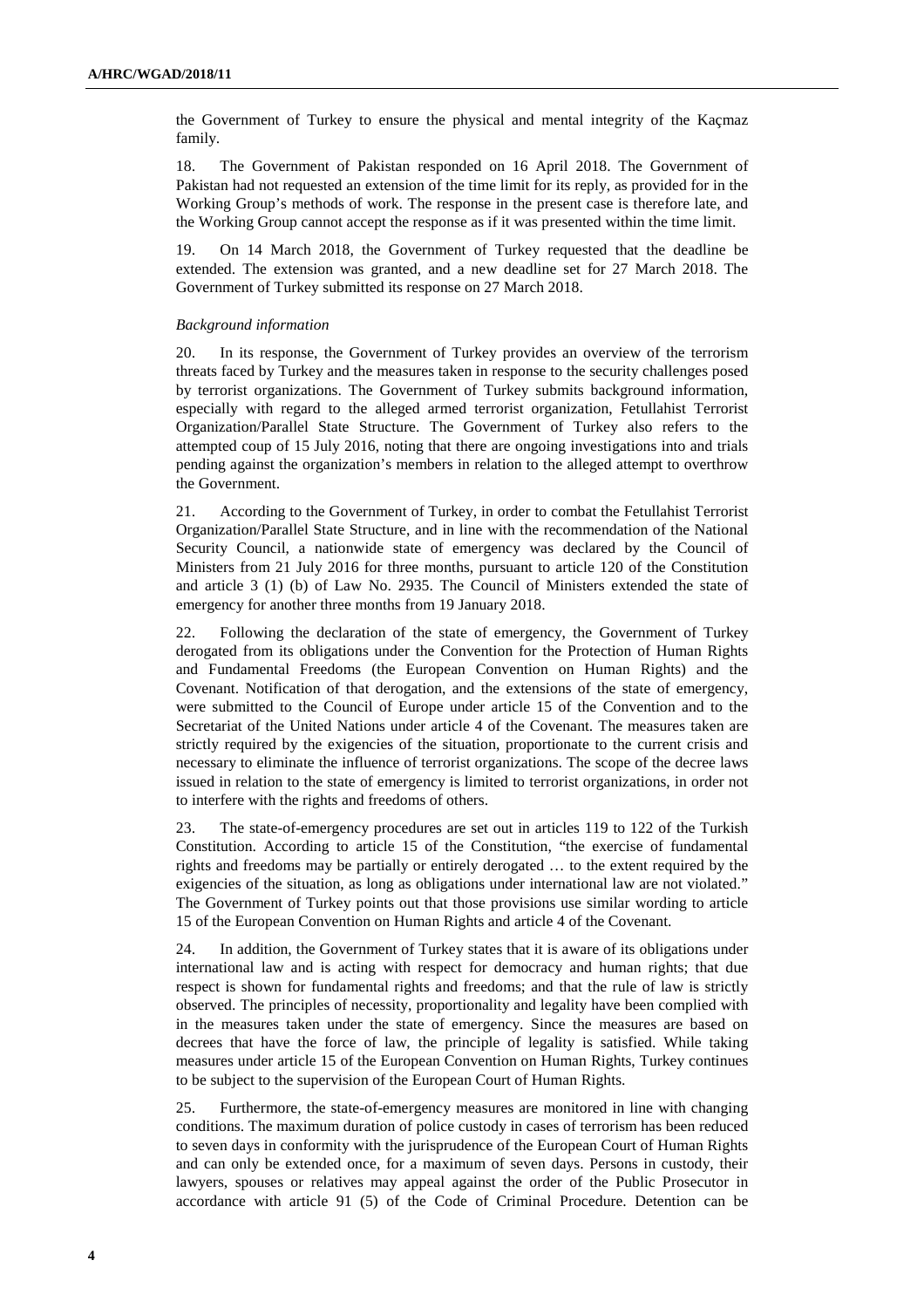the Government of Turkey to ensure the physical and mental integrity of the Kaçmaz family.

18. The Government of Pakistan responded on 16 April 2018. The Government of Pakistan had not requested an extension of the time limit for its reply, as provided for in the Working Group's methods of work. The response in the present case is therefore late, and the Working Group cannot accept the response as if it was presented within the time limit.

19. On 14 March 2018, the Government of Turkey requested that the deadline be extended. The extension was granted, and a new deadline set for 27 March 2018. The Government of Turkey submitted its response on 27 March 2018.

*Background information*

20. In its response, the Government of Turkey provides an overview of the terrorism threats faced by Turkey and the measures taken in response to the security challenges posed by terrorist organizations. The Government of Turkey submits background information, especially with regard to the alleged armed terrorist organization, Fetullahist Terrorist Organization/Parallel State Structure. The Government of Turkey also refers to the attempted coup of 15 July 2016, noting that there are ongoing investigations into and trials pending against the organization's members in relation to the alleged attempt to overthrow the Government.

21. According to the Government of Turkey, in order to combat the Fetullahist Terrorist Organization/Parallel State Structure, and in line with the recommendation of the National Security Council, a nationwide state of emergency was declared by the Council of Ministers from 21 July 2016 for three months, pursuant to article 120 of the Constitution and article 3 (1) (b) of Law No. 2935. The Council of Ministers extended the state of emergency for another three months from 19 January 2018.

22. Following the declaration of the state of emergency, the Government of Turkey derogated from its obligations under the Convention for the Protection of Human Rights and Fundamental Freedoms (the European Convention on Human Rights) and the Covenant. Notification of that derogation, and the extensions of the state of emergency, were submitted to the Council of Europe under article 15 of the Convention and to the Secretariat of the United Nations under article 4 of the Covenant. The measures taken are strictly required by the exigencies of the situation, proportionate to the current crisis and necessary to eliminate the influence of terrorist organizations. The scope of the decree laws issued in relation to the state of emergency is limited to terrorist organizations, in order not to interfere with the rights and freedoms of others.

23. The state-of-emergency procedures are set out in articles 119 to 122 of the Turkish Constitution. According to article 15 of the Constitution, "the exercise of fundamental rights and freedoms may be partially or entirely derogated … to the extent required by the exigencies of the situation, as long as obligations under international law are not violated." The Government of Turkey points out that those provisions use similar wording to article 15 of the European Convention on Human Rights and article 4 of the Covenant.

24. In addition, the Government of Turkey states that it is aware of its obligations under international law and is acting with respect for democracy and human rights; that due respect is shown for fundamental rights and freedoms; and that the rule of law is strictly observed. The principles of necessity, proportionality and legality have been complied with in the measures taken under the state of emergency. Since the measures are based on decrees that have the force of law, the principle of legality is satisfied. While taking measures under article 15 of the European Convention on Human Rights, Turkey continues to be subject to the supervision of the European Court of Human Rights.

25. Furthermore, the state-of-emergency measures are monitored in line with changing conditions. The maximum duration of police custody in cases of terrorism has been reduced to seven days in conformity with the jurisprudence of the European Court of Human Rights and can only be extended once, for a maximum of seven days. Persons in custody, their lawyers, spouses or relatives may appeal against the order of the Public Prosecutor in accordance with article 91 (5) of the Code of Criminal Procedure. Detention can be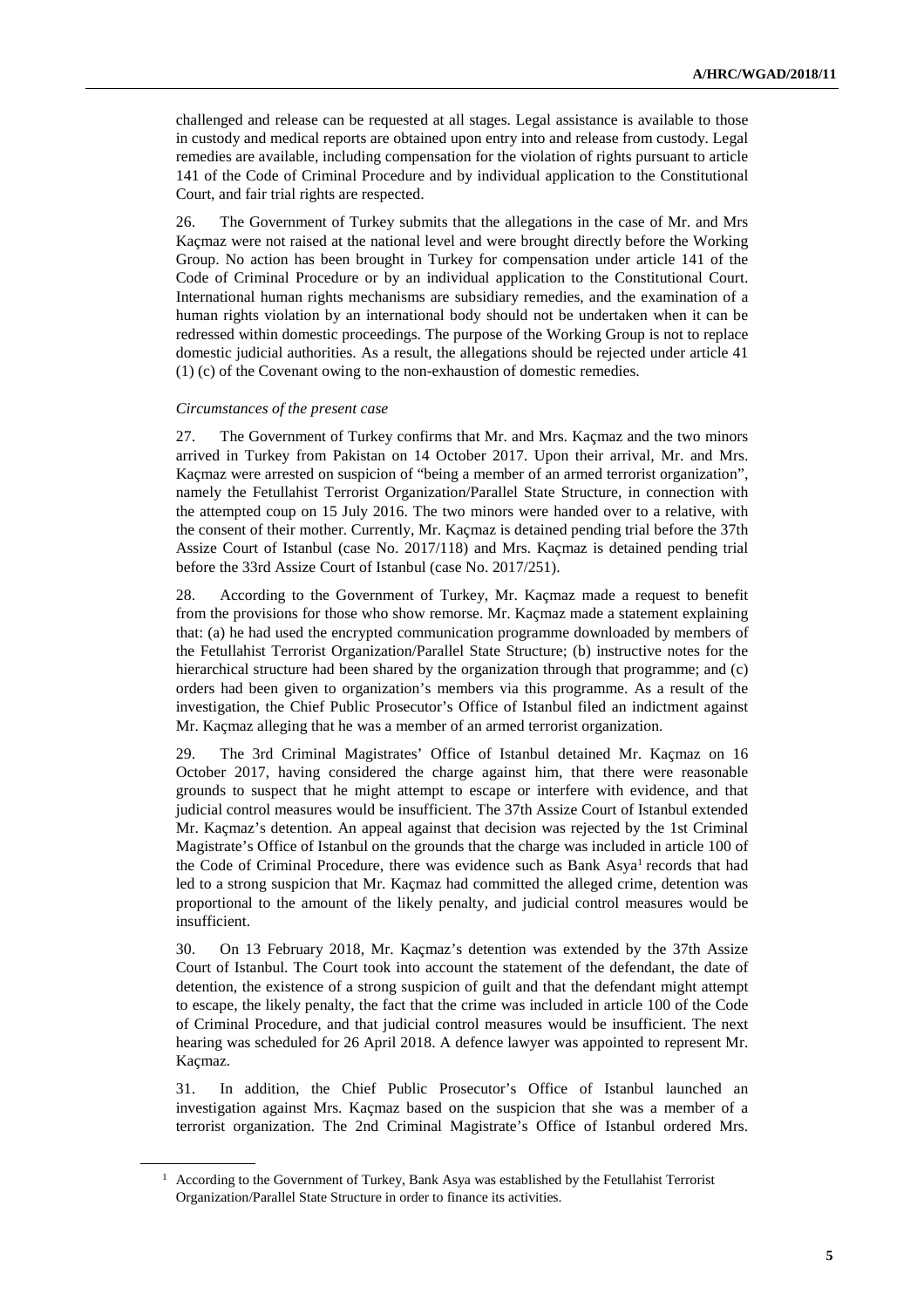challenged and release can be requested at all stages. Legal assistance is available to those in custody and medical reports are obtained upon entry into and release from custody. Legal remedies are available, including compensation for the violation of rights pursuant to article 141 of the Code of Criminal Procedure and by individual application to the Constitutional Court, and fair trial rights are respected.

26. The Government of Turkey submits that the allegations in the case of Mr. and Mrs Kaçmaz were not raised at the national level and were brought directly before the Working Group. No action has been brought in Turkey for compensation under article 141 of the Code of Criminal Procedure or by an individual application to the Constitutional Court. International human rights mechanisms are subsidiary remedies, and the examination of a human rights violation by an international body should not be undertaken when it can be redressed within domestic proceedings. The purpose of the Working Group is not to replace domestic judicial authorities. As a result, the allegations should be rejected under article 41 (1) (c) of the Covenant owing to the non-exhaustion of domestic remedies.

*Circumstances of the present case*

27. The Government of Turkey confirms that Mr. and Mrs. Kaçmaz and the two minors arrived in Turkey from Pakistan on 14 October 2017. Upon their arrival, Mr. and Mrs. Kaçmaz were arrested on suspicion of "being a member of an armed terrorist organization", namely the Fetullahist Terrorist Organization/Parallel State Structure, in connection with the attempted coup on 15 July 2016. The two minors were handed over to a relative, with the consent of their mother. Currently, Mr. Kaçmaz is detained pending trial before the 37th Assize Court of Istanbul (case No. 2017/118) and Mrs. Kaçmaz is detained pending trial before the 33rd Assize Court of Istanbul (case No. 2017/251).

28. According to the Government of Turkey, Mr. Kaçmaz made a request to benefit from the provisions for those who show remorse. Mr. Kaçmaz made a statement explaining that: (a) he had used the encrypted communication programme downloaded by members of the Fetullahist Terrorist Organization/Parallel State Structure; (b) instructive notes for the hierarchical structure had been shared by the organization through that programme; and (c) orders had been given to organization's members via this programme. As a result of the investigation, the Chief Public Prosecutor's Office of Istanbul filed an indictment against Mr. Kaçmaz alleging that he was a member of an armed terrorist organization.

29. The 3rd Criminal Magistrates' Office of Istanbul detained Mr. Kaçmaz on 16 October 2017, having considered the charge against him, that there were reasonable grounds to suspect that he might attempt to escape or interfere with evidence, and that judicial control measures would be insufficient. The 37th Assize Court of Istanbul extended Mr. Kaçmaz's detention. An appeal against that decision was rejected by the 1st Criminal Magistrate's Office of Istanbul on the grounds that the charge was included in article 100 of the Code of Criminal Procedure, there was evidence such as Bank Asya[1] records that had led to a strong suspicion that Mr. Kaçmaz had committed the alleged crime, detention was proportional to the amount of the likely penalty, and judicial control measures would be insufficient.

30. On 13 February 2018, Mr. Kaçmaz's detention was extended by the 37th Assize Court of Istanbul. The Court took into account the statement of the defendant, the date of detention, the existence of a strong suspicion of guilt and that the defendant might attempt to escape, the likely penalty, the fact that the crime was included in article 100 of the Code of Criminal Procedure, and that judicial control measures would be insufficient. The next hearing was scheduled for 26 April 2018. A defence lawyer was appointed to represent Mr. Kaçmaz.

31. In addition, the Chief Public Prosecutor's Office of Istanbul launched an investigation against Mrs. Kaçmaz based on the suspicion that she was a member of a terrorist organization. The 2nd Criminal Magistrate's Office of Istanbul ordered Mrs.

[1] According to the Government of Turkey, Bank Asya was established by the Fetullahist Terrorist Organization/Parallel State Structure in order to finance its activities.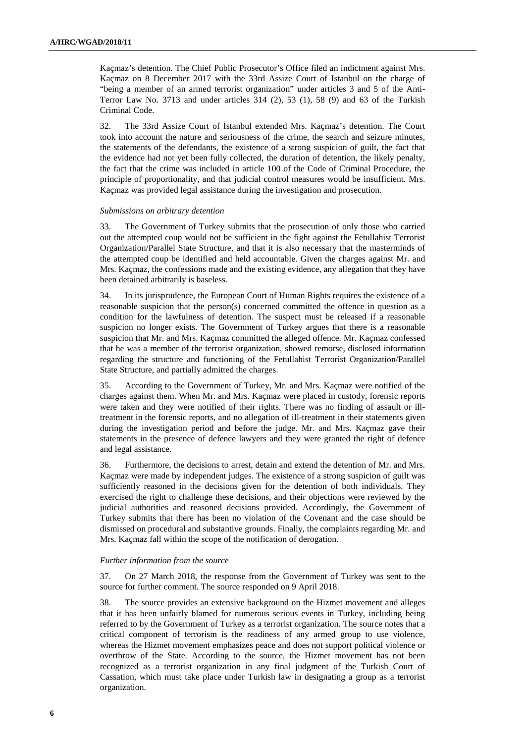Kaçmaz's detention. The Chief Public Prosecutor's Office filed an indictment against Mrs. Kaçmaz on 8 December 2017 with the 33rd Assize Court of Istanbul on the charge of "being a member of an armed terrorist organization" under articles 3 and 5 of the Anti-Terror Law No. 3713 and under articles 314 (2), 53 (1), 58 (9) and 63 of the Turkish Criminal Code.

32. The 33rd Assize Court of İstanbul extended Mrs. Kaçmaz's detention. The Court took into account the nature and seriousness of the crime, the search and seizure minutes, the statements of the defendants, the existence of a strong suspicion of guilt, the fact that the evidence had not yet been fully collected, the duration of detention, the likely penalty, the fact that the crime was included in article 100 of the Code of Criminal Procedure, the principle of proportionality, and that judicial control measures would be insufficient. Mrs. Kaçmaz was provided legal assistance during the investigation and prosecution.

*Submissions on arbitrary detention*

33. The Government of Turkey submits that the prosecution of only those who carried out the attempted coup would not be sufficient in the fight against the Fetullahist Terrorist Organization/Parallel State Structure, and that it is also necessary that the masterminds of the attempted coup be identified and held accountable. Given the charges against Mr. and Mrs. Kaçmaz, the confessions made and the existing evidence, any allegation that they have been detained arbitrarily is baseless.

34. In its jurisprudence, the European Court of Human Rights requires the existence of a reasonable suspicion that the person(s) concerned committed the offence in question as a condition for the lawfulness of detention. The suspect must be released if a reasonable suspicion no longer exists. The Government of Turkey argues that there is a reasonable suspicion that Mr. and Mrs. Kaçmaz committed the alleged offence. Mr. Kaçmaz confessed that he was a member of the terrorist organization, showed remorse, disclosed information regarding the structure and functioning of the Fetullahist Terrorist Organization/Parallel State Structure, and partially admitted the charges.

35. According to the Government of Turkey, Mr. and Mrs. Kaçmaz were notified of the charges against them. When Mr. and Mrs. Kaçmaz were placed in custody, forensic reports were taken and they were notified of their rights. There was no finding of assault or ill-treatment in the forensic reports, and no allegation of ill-treatment in their statements given during the investigation period and before the judge. Mr. and Mrs. Kaçmaz gave their statements in the presence of defence lawyers and they were granted the right of defence and legal assistance.

36. Furthermore, the decisions to arrest, detain and extend the detention of Mr. and Mrs. Kaçmaz were made by independent judges. The existence of a strong suspicion of guilt was sufficiently reasoned in the decisions given for the detention of both individuals. They exercised the right to challenge these decisions, and their objections were reviewed by the judicial authorities and reasoned decisions provided. Accordingly, the Government of Turkey submits that there has been no violation of the Covenant and the case should be dismissed on procedural and substantive grounds. Finally, the complaints regarding Mr. and Mrs. Kaçmaz fall within the scope of the notification of derogation.

*Further information from the source*

37. On 27 March 2018, the response from the Government of Turkey was sent to the source for further comment. The source responded on 9 April 2018.

38. The source provides an extensive background on the Hizmet movement and alleges that it has been unfairly blamed for numerous serious events in Turkey, including being referred to by the Government of Turkey as a terrorist organization. The source notes that a critical component of terrorism is the readiness of any armed group to use violence, whereas the Hizmet movement emphasizes peace and does not support political violence or overthrow of the State. According to the source, the Hizmet movement has not been recognized as a terrorist organization in any final judgment of the Turkish Court of Cassation, which must take place under Turkish law in designating a group as a terrorist organization.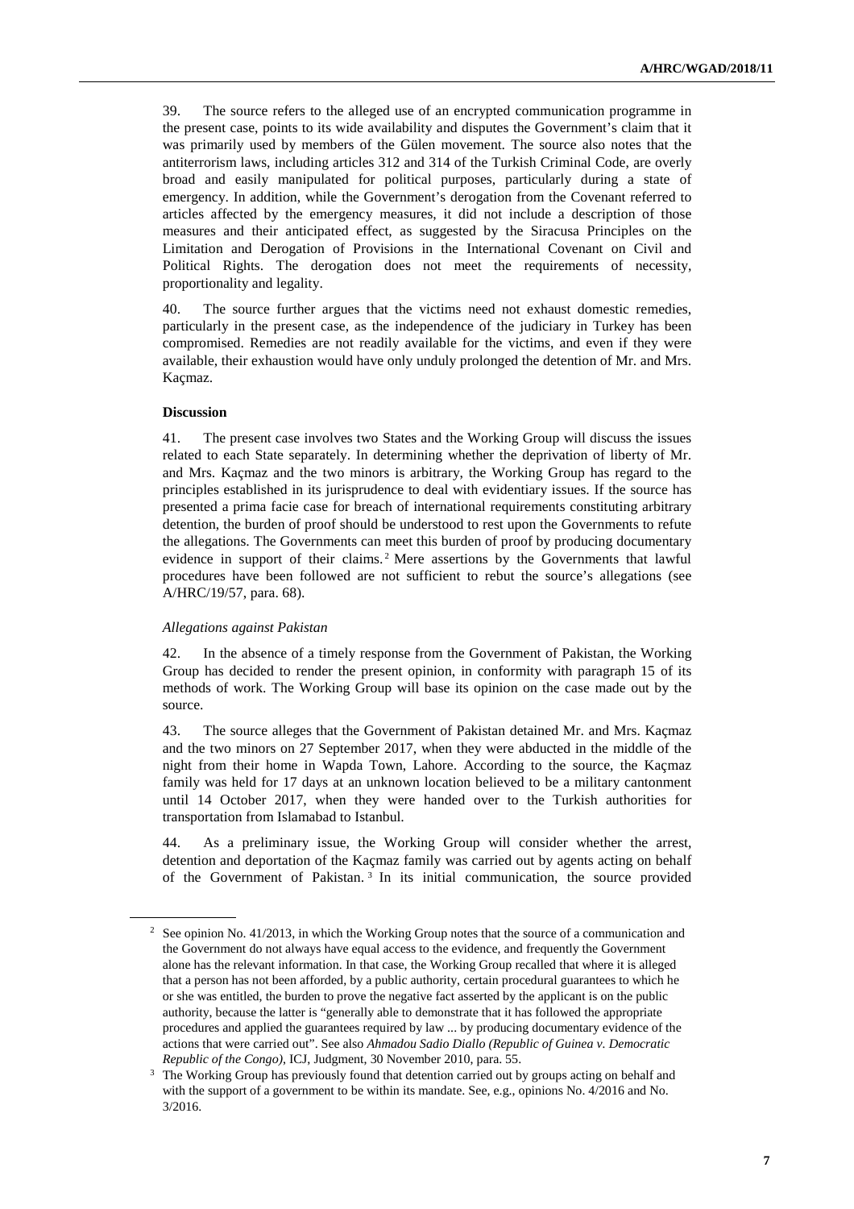39. The source refers to the alleged use of an encrypted communication programme in the present case, points to its wide availability and disputes the Government's claim that it was primarily used by members of the Gülen movement. The source also notes that the antiterrorism laws, including articles 312 and 314 of the Turkish Criminal Code, are overly broad and easily manipulated for political purposes, particularly during a state of emergency. In addition, while the Government's derogation from the Covenant referred to articles affected by the emergency measures, it did not include a description of those measures and their anticipated effect, as suggested by the Siracusa Principles on the Limitation and Derogation of Provisions in the International Covenant on Civil and Political Rights. The derogation does not meet the requirements of necessity, proportionality and legality.

40. The source further argues that the victims need not exhaust domestic remedies, particularly in the present case, as the independence of the judiciary in Turkey has been compromised. Remedies are not readily available for the victims, and even if they were available, their exhaustion would have only unduly prolonged the detention of Mr. and Mrs. Kaçmaz.

**Discussion**

41. The present case involves two States and the Working Group will discuss the issues related to each State separately. In determining whether the deprivation of liberty of Mr. and Mrs. Kaçmaz and the two minors is arbitrary, the Working Group has regard to the principles established in its jurisprudence to deal with evidentiary issues. If the source has presented a prima facie case for breach of international requirements constituting arbitrary detention, the burden of proof should be understood to rest upon the Governments to refute the allegations. The Governments can meet this burden of proof by producing documentary evidence in support of their claims.[2] Mere assertions by the Governments that lawful procedures have been followed are not sufficient to rebut the source's allegations (see A/HRC/19/57, para. 68).

*Allegations against Pakistan*

42. In the absence of a timely response from the Government of Pakistan, the Working Group has decided to render the present opinion, in conformity with paragraph 15 of its methods of work. The Working Group will base its opinion on the case made out by the source.

43. The source alleges that the Government of Pakistan detained Mr. and Mrs. Kaçmaz and the two minors on 27 September 2017, when they were abducted in the middle of the night from their home in Wapda Town, Lahore. According to the source, the Kaçmaz family was held for 17 days at an unknown location believed to be a military cantonment until 14 October 2017, when they were handed over to the Turkish authorities for transportation from Islamabad to Istanbul.

44. As a preliminary issue, the Working Group will consider whether the arrest, detention and deportation of the Kaçmaz family was carried out by agents acting on behalf of the Government of Pakistan.[3] In its initial communication, the source provided

---

[2] See opinion No. 41/2013, in which the Working Group notes that the source of a communication and the Government do not always have equal access to the evidence, and frequently the Government alone has the relevant information. In that case, the Working Group recalled that where it is alleged that a person has not been afforded, by a public authority, certain procedural guarantees to which he or she was entitled, the burden to prove the negative fact asserted by the applicant is on the public authority, because the latter is "generally able to demonstrate that it has followed the appropriate procedures and applied the guarantees required by law ... by producing documentary evidence of the actions that were carried out". See also *Ahmadou Sadio Diallo (Republic of Guinea v. Democratic Republic of the Congo)*, ICJ, Judgment, 30 November 2010, para. 55.

[3] The Working Group has previously found that detention carried out by groups acting on behalf and with the support of a government to be within its mandate. See, e.g., opinions No. 4/2016 and No. 3/2016.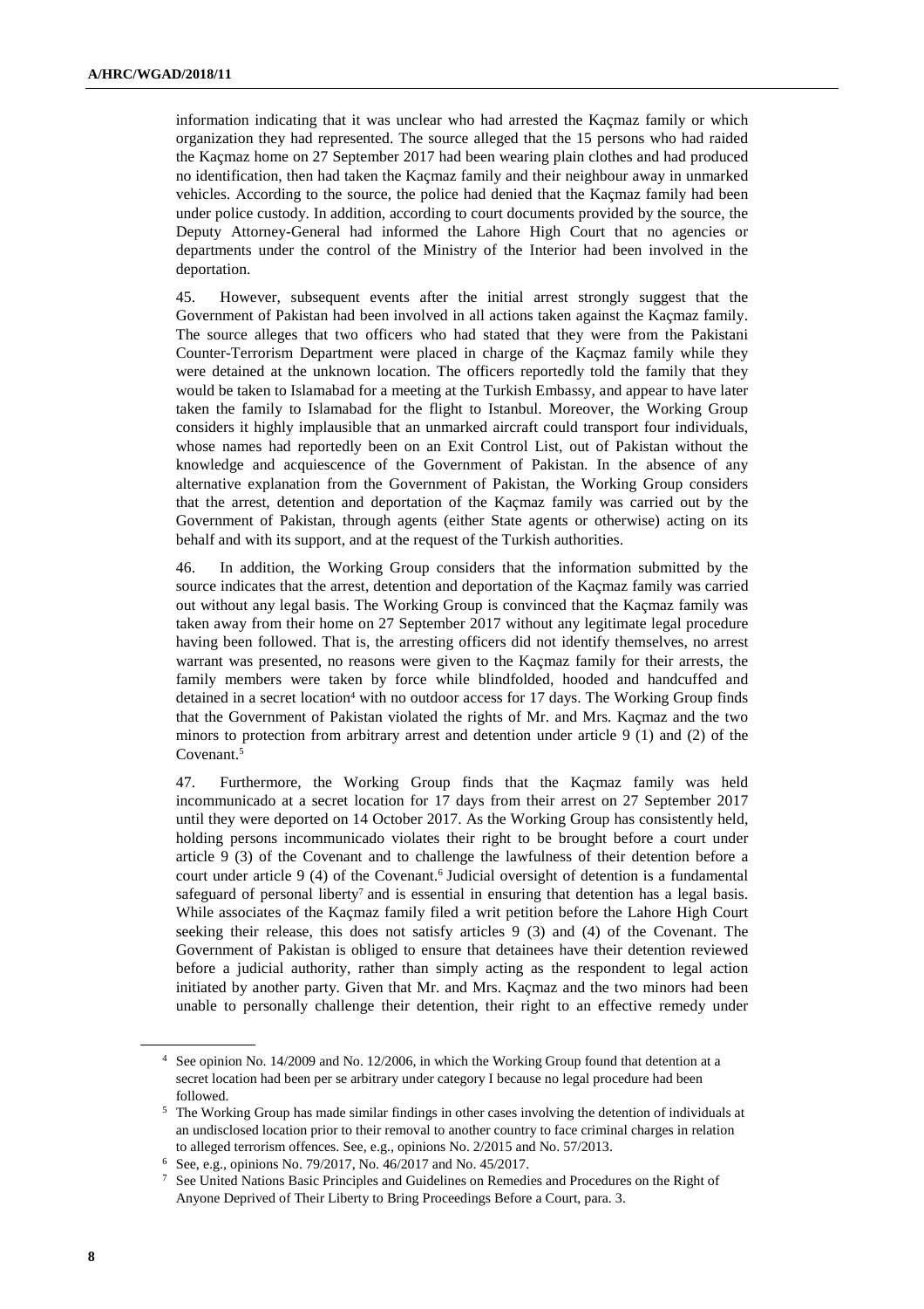information indicating that it was unclear who had arrested the Kaçmaz family or which organization they had represented. The source alleged that the 15 persons who had raided the Kaçmaz home on 27 September 2017 had been wearing plain clothes and had produced no identification, then had taken the Kaçmaz family and their neighbour away in unmarked vehicles. According to the source, the police had denied that the Kaçmaz family had been under police custody. In addition, according to court documents provided by the source, the Deputy Attorney-General had informed the Lahore High Court that no agencies or departments under the control of the Ministry of the Interior had been involved in the deportation.

45. However, subsequent events after the initial arrest strongly suggest that the Government of Pakistan had been involved in all actions taken against the Kaçmaz family. The source alleges that two officers who had stated that they were from the Pakistani Counter-Terrorism Department were placed in charge of the Kaçmaz family while they were detained at the unknown location. The officers reportedly told the family that they would be taken to Islamabad for a meeting at the Turkish Embassy, and appear to have later taken the family to Islamabad for the flight to Istanbul. Moreover, the Working Group considers it highly implausible that an unmarked aircraft could transport four individuals, whose names had reportedly been on an Exit Control List, out of Pakistan without the knowledge and acquiescence of the Government of Pakistan. In the absence of any alternative explanation from the Government of Pakistan, the Working Group considers that the arrest, detention and deportation of the Kaçmaz family was carried out by the Government of Pakistan, through agents (either State agents or otherwise) acting on its behalf and with its support, and at the request of the Turkish authorities.

46. In addition, the Working Group considers that the information submitted by the source indicates that the arrest, detention and deportation of the Kaçmaz family was carried out without any legal basis. The Working Group is convinced that the Kaçmaz family was taken away from their home on 27 September 2017 without any legitimate legal procedure having been followed. That is, the arresting officers did not identify themselves, no arrest warrant was presented, no reasons were given to the Kaçmaz family for their arrests, the family members were taken by force while blindfolded, hooded and handcuffed and detained in a secret location[4] with no outdoor access for 17 days. The Working Group finds that the Government of Pakistan violated the rights of Mr. and Mrs. Kaçmaz and the two minors to protection from arbitrary arrest and detention under article 9 (1) and (2) of the Covenant.[5]

47. Furthermore, the Working Group finds that the Kaçmaz family was held incommunicado at a secret location for 17 days from their arrest on 27 September 2017 until they were deported on 14 October 2017. As the Working Group has consistently held, holding persons incommunicado violates their right to be brought before a court under article 9 (3) of the Covenant and to challenge the lawfulness of their detention before a court under article 9 (4) of the Covenant.[6] Judicial oversight of detention is a fundamental safeguard of personal liberty[7] and is essential in ensuring that detention has a legal basis. While associates of the Kaçmaz family filed a writ petition before the Lahore High Court seeking their release, this does not satisfy articles 9 (3) and (4) of the Covenant. The Government of Pakistan is obliged to ensure that detainees have their detention reviewed before a judicial authority, rather than simply acting as the respondent to legal action initiated by another party. Given that Mr. and Mrs. Kaçmaz and the two minors had been unable to personally challenge their detention, their right to an effective remedy under

---

[4] See opinion No. 14/2009 and No. 12/2006, in which the Working Group found that detention at a secret location had been per se arbitrary under category I because no legal procedure had been followed.

[5] The Working Group has made similar findings in other cases involving the detention of individuals at an undisclosed location prior to their removal to another country to face criminal charges in relation to alleged terrorism offences. See, e.g., opinions No. 2/2015 and No. 57/2013.

[6] See, e.g., opinions No. 79/2017, No. 46/2017 and No. 45/2017.

[7] See United Nations Basic Principles and Guidelines on Remedies and Procedures on the Right of Anyone Deprived of Their Liberty to Bring Proceedings Before a Court, para. 3.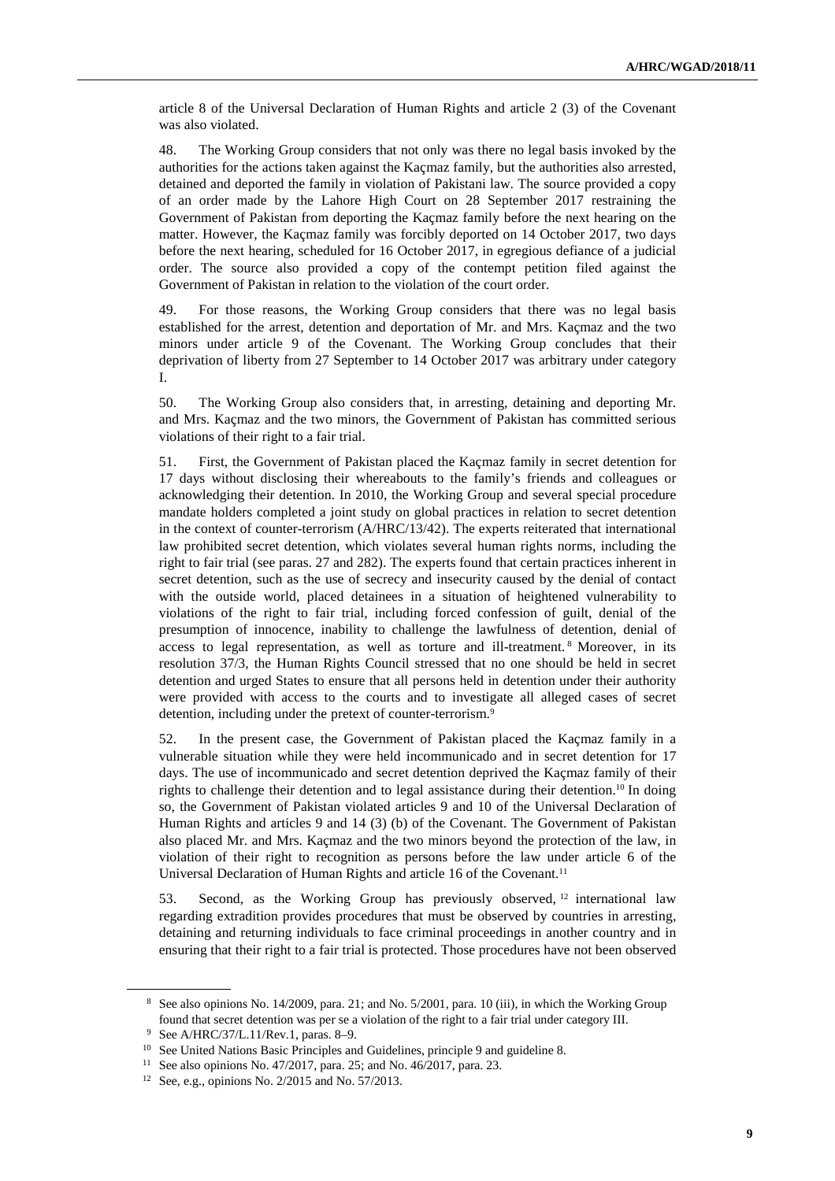article 8 of the Universal Declaration of Human Rights and article 2 (3) of the Covenant was also violated.

48. The Working Group considers that not only was there no legal basis invoked by the authorities for the actions taken against the Kaçmaz family, but the authorities also arrested, detained and deported the family in violation of Pakistani law. The source provided a copy of an order made by the Lahore High Court on 28 September 2017 restraining the Government of Pakistan from deporting the Kaçmaz family before the next hearing on the matter. However, the Kaçmaz family was forcibly deported on 14 October 2017, two days before the next hearing, scheduled for 16 October 2017, in egregious defiance of a judicial order. The source also provided a copy of the contempt petition filed against the Government of Pakistan in relation to the violation of the court order.

49. For those reasons, the Working Group considers that there was no legal basis established for the arrest, detention and deportation of Mr. and Mrs. Kaçmaz and the two minors under article 9 of the Covenant. The Working Group concludes that their deprivation of liberty from 27 September to 14 October 2017 was arbitrary under category I.

50. The Working Group also considers that, in arresting, detaining and deporting Mr. and Mrs. Kaçmaz and the two minors, the Government of Pakistan has committed serious violations of their right to a fair trial.

51. First, the Government of Pakistan placed the Kaçmaz family in secret detention for 17 days without disclosing their whereabouts to the family's friends and colleagues or acknowledging their detention. In 2010, the Working Group and several special procedure mandate holders completed a joint study on global practices in relation to secret detention in the context of counter-terrorism (A/HRC/13/42). The experts reiterated that international law prohibited secret detention, which violates several human rights norms, including the right to fair trial (see paras. 27 and 282). The experts found that certain practices inherent in secret detention, such as the use of secrecy and insecurity caused by the denial of contact with the outside world, placed detainees in a situation of heightened vulnerability to violations of the right to fair trial, including forced confession of guilt, denial of the presumption of innocence, inability to challenge the lawfulness of detention, denial of access to legal representation, as well as torture and ill-treatment.[8] Moreover, in its resolution 37/3, the Human Rights Council stressed that no one should be held in secret detention and urged States to ensure that all persons held in detention under their authority were provided with access to the courts and to investigate all alleged cases of secret detention, including under the pretext of counter-terrorism.[9]

52. In the present case, the Government of Pakistan placed the Kaçmaz family in a vulnerable situation while they were held incommunicado and in secret detention for 17 days. The use of incommunicado and secret detention deprived the Kaçmaz family of their rights to challenge their detention and to legal assistance during their detention.[10] In doing so, the Government of Pakistan violated articles 9 and 10 of the Universal Declaration of Human Rights and articles 9 and 14 (3) (b) of the Covenant. The Government of Pakistan also placed Mr. and Mrs. Kaçmaz and the two minors beyond the protection of the law, in violation of their right to recognition as persons before the law under article 6 of the Universal Declaration of Human Rights and article 16 of the Covenant.[11]

53. Second, as the Working Group has previously observed,[12] international law regarding extradition provides procedures that must be observed by countries in arresting, detaining and returning individuals to face criminal proceedings in another country and in ensuring that their right to a fair trial is protected. Those procedures have not been observed

---

[8] See also opinions No. 14/2009, para. 21; and No. 5/2001, para. 10 (iii), in which the Working Group found that secret detention was per se a violation of the right to a fair trial under category III.

[9] See A/HRC/37/L.11/Rev.1, paras. 8–9.

[10] See United Nations Basic Principles and Guidelines, principle 9 and guideline 8.

[11] See also opinions No. 47/2017, para. 25; and No. 46/2017, para. 23.

[12] See, e.g., opinions No. 2/2015 and No. 57/2013.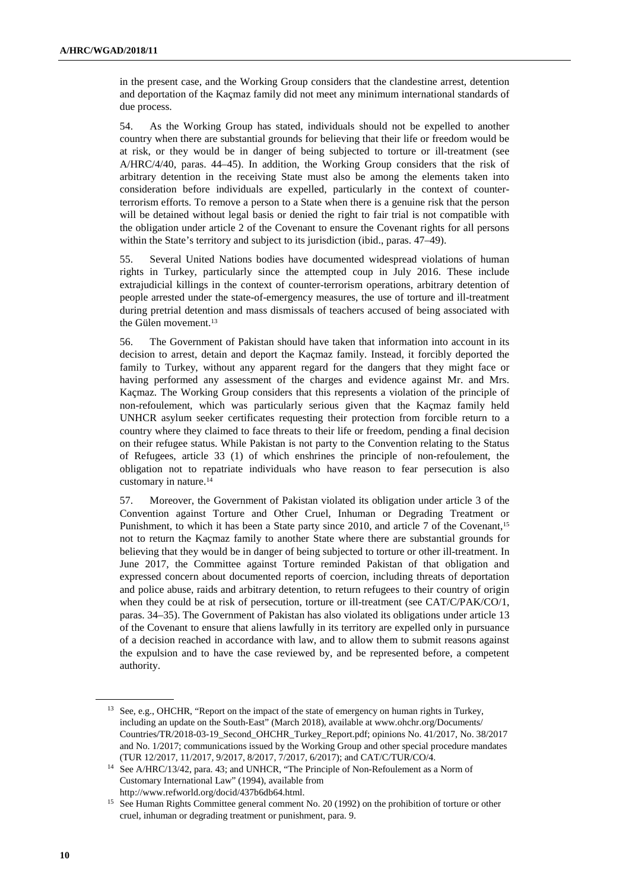in the present case, and the Working Group considers that the clandestine arrest, detention and deportation of the Kaçmaz family did not meet any minimum international standards of due process.

54. As the Working Group has stated, individuals should not be expelled to another country when there are substantial grounds for believing that their life or freedom would be at risk, or they would be in danger of being subjected to torture or ill-treatment (see A/HRC/4/40, paras. 44–45). In addition, the Working Group considers that the risk of arbitrary detention in the receiving State must also be among the elements taken into consideration before individuals are expelled, particularly in the context of counter-terrorism efforts. To remove a person to a State when there is a genuine risk that the person will be detained without legal basis or denied the right to fair trial is not compatible with the obligation under article 2 of the Covenant to ensure the Covenant rights for all persons within the State's territory and subject to its jurisdiction (ibid., paras. 47–49).

55. Several United Nations bodies have documented widespread violations of human rights in Turkey, particularly since the attempted coup in July 2016. These include extrajudicial killings in the context of counter-terrorism operations, arbitrary detention of people arrested under the state-of-emergency measures, the use of torture and ill-treatment during pretrial detention and mass dismissals of teachers accused of being associated with the Gülen movement.[13]

56. The Government of Pakistan should have taken that information into account in its decision to arrest, detain and deport the Kaçmaz family. Instead, it forcibly deported the family to Turkey, without any apparent regard for the dangers that they might face or having performed any assessment of the charges and evidence against Mr. and Mrs. Kaçmaz. The Working Group considers that this represents a violation of the principle of non-refoulement, which was particularly serious given that the Kaçmaz family held UNHCR asylum seeker certificates requesting their protection from forcible return to a country where they claimed to face threats to their life or freedom, pending a final decision on their refugee status. While Pakistan is not party to the Convention relating to the Status of Refugees, article 33 (1) of which enshrines the principle of non-refoulement, the obligation not to repatriate individuals who have reason to fear persecution is also customary in nature.[14]

57. Moreover, the Government of Pakistan violated its obligation under article 3 of the Convention against Torture and Other Cruel, Inhuman or Degrading Treatment or Punishment, to which it has been a State party since 2010, and article 7 of the Covenant,[15] not to return the Kaçmaz family to another State where there are substantial grounds for believing that they would be in danger of being subjected to torture or other ill-treatment. In June 2017, the Committee against Torture reminded Pakistan of that obligation and expressed concern about documented reports of coercion, including threats of deportation and police abuse, raids and arbitrary detention, to return refugees to their country of origin when they could be at risk of persecution, torture or ill-treatment (see CAT/C/PAK/CO/1, paras. 34–35). The Government of Pakistan has also violated its obligations under article 13 of the Covenant to ensure that aliens lawfully in its territory are expelled only in pursuance of a decision reached in accordance with law, and to allow them to submit reasons against the expulsion and to have the case reviewed by, and be represented before, a competent authority.

---

[13] See, e.g., OHCHR, "Report on the impact of the state of emergency on human rights in Turkey, including an update on the South-East" (March 2018), available at www.ohchr.org/Documents/Countries/TR/2018-03-19_Second_OHCHR_Turkey_Report.pdf; opinions No. 41/2017, No. 38/2017 and No. 1/2017; communications issued by the Working Group and other special procedure mandates (TUR 12/2017, 11/2017, 9/2017, 8/2017, 7/2017, 6/2017); and CAT/C/TUR/CO/4.

[14] See A/HRC/13/42, para. 43; and UNHCR, "The Principle of Non-Refoulement as a Norm of Customary International Law" (1994), available from http://www.refworld.org/docid/437b6db64.html.

[15] See Human Rights Committee general comment No. 20 (1992) on the prohibition of torture or other cruel, inhuman or degrading treatment or punishment, para. 9.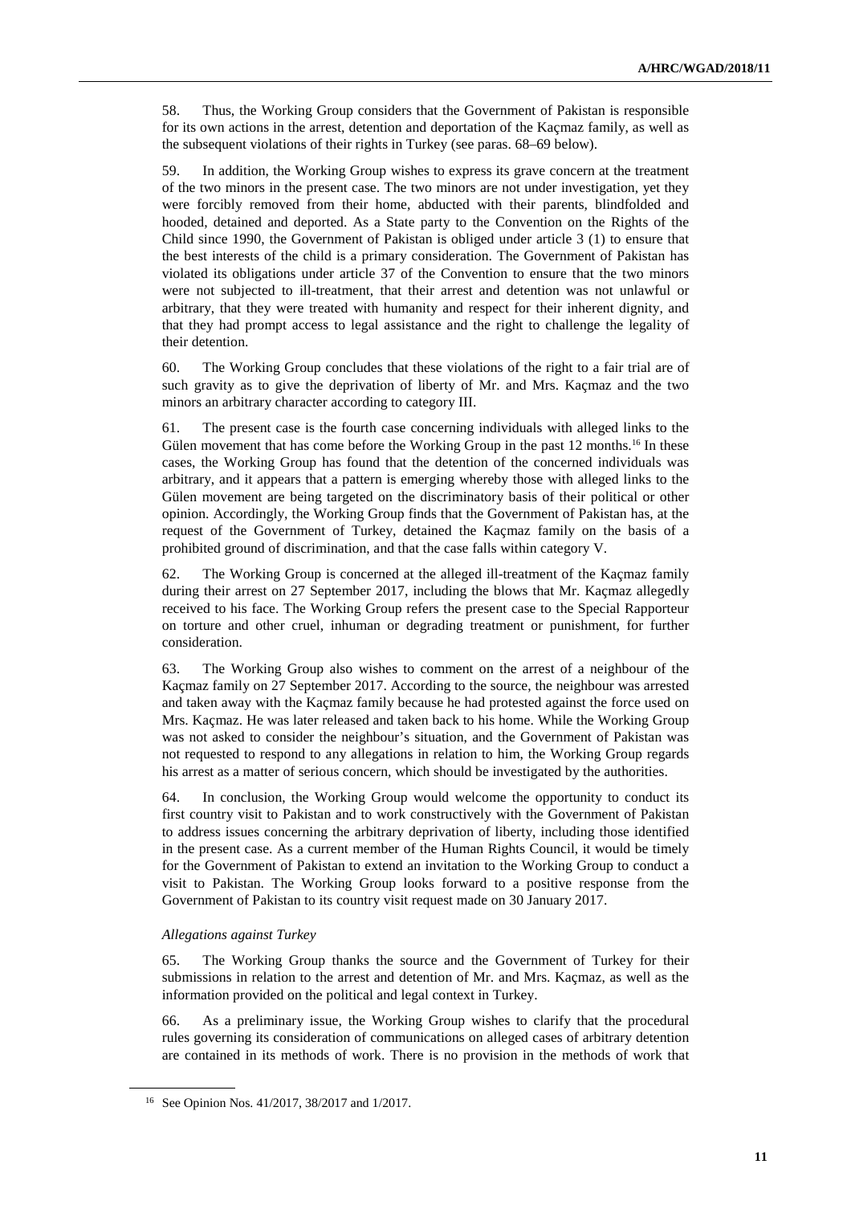58. Thus, the Working Group considers that the Government of Pakistan is responsible for its own actions in the arrest, detention and deportation of the Kaçmaz family, as well as the subsequent violations of their rights in Turkey (see paras. 68–69 below).

59. In addition, the Working Group wishes to express its grave concern at the treatment of the two minors in the present case. The two minors are not under investigation, yet they were forcibly removed from their home, abducted with their parents, blindfolded and hooded, detained and deported. As a State party to the Convention on the Rights of the Child since 1990, the Government of Pakistan is obliged under article 3 (1) to ensure that the best interests of the child is a primary consideration. The Government of Pakistan has violated its obligations under article 37 of the Convention to ensure that the two minors were not subjected to ill-treatment, that their arrest and detention was not unlawful or arbitrary, that they were treated with humanity and respect for their inherent dignity, and that they had prompt access to legal assistance and the right to challenge the legality of their detention.

60. The Working Group concludes that these violations of the right to a fair trial are of such gravity as to give the deprivation of liberty of Mr. and Mrs. Kaçmaz and the two minors an arbitrary character according to category III.

61. The present case is the fourth case concerning individuals with alleged links to the Gülen movement that has come before the Working Group in the past 12 months.[16] In these cases, the Working Group has found that the detention of the concerned individuals was arbitrary, and it appears that a pattern is emerging whereby those with alleged links to the Gülen movement are being targeted on the discriminatory basis of their political or other opinion. Accordingly, the Working Group finds that the Government of Pakistan has, at the request of the Government of Turkey, detained the Kaçmaz family on the basis of a prohibited ground of discrimination, and that the case falls within category V.

62. The Working Group is concerned at the alleged ill-treatment of the Kaçmaz family during their arrest on 27 September 2017, including the blows that Mr. Kaçmaz allegedly received to his face. The Working Group refers the present case to the Special Rapporteur on torture and other cruel, inhuman or degrading treatment or punishment, for further consideration.

63. The Working Group also wishes to comment on the arrest of a neighbour of the Kaçmaz family on 27 September 2017. According to the source, the neighbour was arrested and taken away with the Kaçmaz family because he had protested against the force used on Mrs. Kaçmaz. He was later released and taken back to his home. While the Working Group was not asked to consider the neighbour's situation, and the Government of Pakistan was not requested to respond to any allegations in relation to him, the Working Group regards his arrest as a matter of serious concern, which should be investigated by the authorities.

64. In conclusion, the Working Group would welcome the opportunity to conduct its first country visit to Pakistan and to work constructively with the Government of Pakistan to address issues concerning the arbitrary deprivation of liberty, including those identified in the present case. As a current member of the Human Rights Council, it would be timely for the Government of Pakistan to extend an invitation to the Working Group to conduct a visit to Pakistan. The Working Group looks forward to a positive response from the Government of Pakistan to its country visit request made on 30 January 2017.

*Allegations against Turkey*

65. The Working Group thanks the source and the Government of Turkey for their submissions in relation to the arrest and detention of Mr. and Mrs. Kaçmaz, as well as the information provided on the political and legal context in Turkey.

66. As a preliminary issue, the Working Group wishes to clarify that the procedural rules governing its consideration of communications on alleged cases of arbitrary detention are contained in its methods of work. There is no provision in the methods of work that

[16] See Opinion Nos. 41/2017, 38/2017 and 1/2017.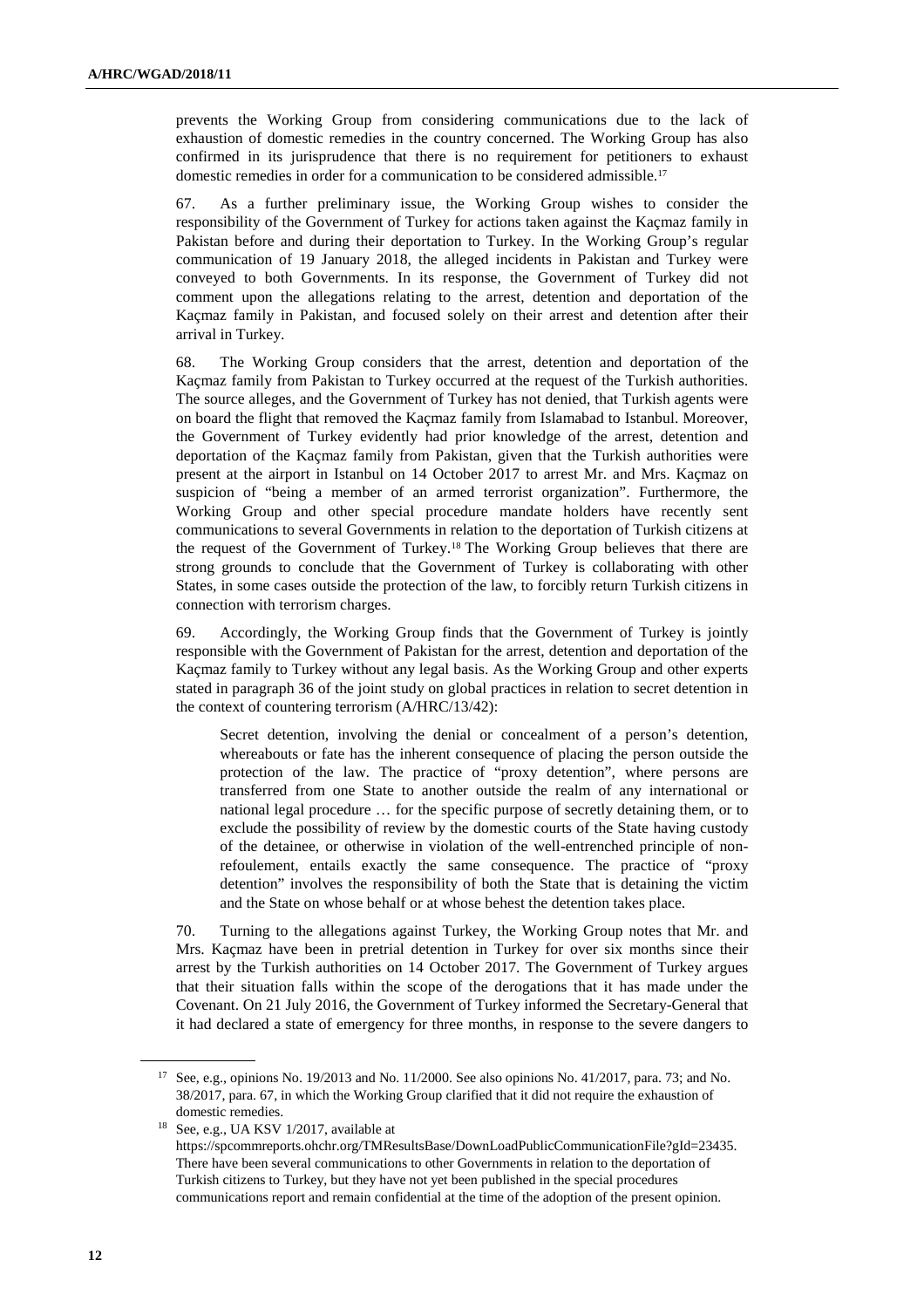prevents the Working Group from considering communications due to the lack of exhaustion of domestic remedies in the country concerned. The Working Group has also confirmed in its jurisprudence that there is no requirement for petitioners to exhaust domestic remedies in order for a communication to be considered admissible.[17]

67. As a further preliminary issue, the Working Group wishes to consider the responsibility of the Government of Turkey for actions taken against the Kaçmaz family in Pakistan before and during their deportation to Turkey. In the Working Group's regular communication of 19 January 2018, the alleged incidents in Pakistan and Turkey were conveyed to both Governments. In its response, the Government of Turkey did not comment upon the allegations relating to the arrest, detention and deportation of the Kaçmaz family in Pakistan, and focused solely on their arrest and detention after their arrival in Turkey.

68. The Working Group considers that the arrest, detention and deportation of the Kaçmaz family from Pakistan to Turkey occurred at the request of the Turkish authorities. The source alleges, and the Government of Turkey has not denied, that Turkish agents were on board the flight that removed the Kaçmaz family from Islamabad to Istanbul. Moreover, the Government of Turkey evidently had prior knowledge of the arrest, detention and deportation of the Kaçmaz family from Pakistan, given that the Turkish authorities were present at the airport in Istanbul on 14 October 2017 to arrest Mr. and Mrs. Kaçmaz on suspicion of "being a member of an armed terrorist organization". Furthermore, the Working Group and other special procedure mandate holders have recently sent communications to several Governments in relation to the deportation of Turkish citizens at the request of the Government of Turkey.[18] The Working Group believes that there are strong grounds to conclude that the Government of Turkey is collaborating with other States, in some cases outside the protection of the law, to forcibly return Turkish citizens in connection with terrorism charges.

69. Accordingly, the Working Group finds that the Government of Turkey is jointly responsible with the Government of Pakistan for the arrest, detention and deportation of the Kaçmaz family to Turkey without any legal basis. As the Working Group and other experts stated in paragraph 36 of the joint study on global practices in relation to secret detention in the context of countering terrorism (A/HRC/13/42):

> Secret detention, involving the denial or concealment of a person's detention, whereabouts or fate has the inherent consequence of placing the person outside the protection of the law. The practice of "proxy detention", where persons are transferred from one State to another outside the realm of any international or national legal procedure … for the specific purpose of secretly detaining them, or to exclude the possibility of review by the domestic courts of the State having custody of the detainee, or otherwise in violation of the well-entrenched principle of non-refoulement, entails exactly the same consequence. The practice of "proxy detention" involves the responsibility of both the State that is detaining the victim and the State on whose behalf or at whose behest the detention takes place.

70. Turning to the allegations against Turkey, the Working Group notes that Mr. and Mrs. Kaçmaz have been in pretrial detention in Turkey for over six months since their arrest by the Turkish authorities on 14 October 2017. The Government of Turkey argues that their situation falls within the scope of the derogations that it has made under the Covenant. On 21 July 2016, the Government of Turkey informed the Secretary-General that it had declared a state of emergency for three months, in response to the severe dangers to

---

[17] See, e.g., opinions No. 19/2013 and No. 11/2000. See also opinions No. 41/2017, para. 73; and No. 38/2017, para. 67, in which the Working Group clarified that it did not require the exhaustion of domestic remedies.

[18] See, e.g., UA KSV 1/2017, available at https://spcommreports.ohchr.org/TMResultsBase/DownLoadPublicCommunicationFile?gId=23435. There have been several communications to other Governments in relation to the deportation of Turkish citizens to Turkey, but they have not yet been published in the special procedures communications report and remain confidential at the time of the adoption of the present opinion.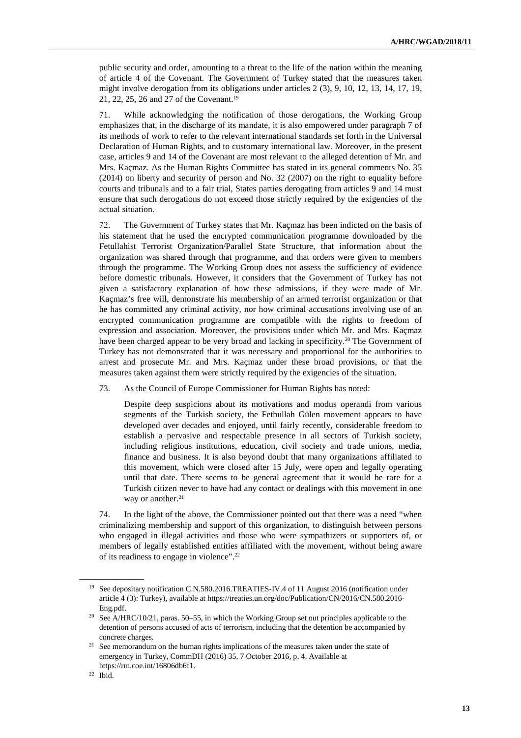public security and order, amounting to a threat to the life of the nation within the meaning of article 4 of the Covenant. The Government of Turkey stated that the measures taken might involve derogation from its obligations under articles 2 (3), 9, 10, 12, 13, 14, 17, 19, 21, 22, 25, 26 and 27 of the Covenant.[19]

71. While acknowledging the notification of those derogations, the Working Group emphasizes that, in the discharge of its mandate, it is also empowered under paragraph 7 of its methods of work to refer to the relevant international standards set forth in the Universal Declaration of Human Rights, and to customary international law. Moreover, in the present case, articles 9 and 14 of the Covenant are most relevant to the alleged detention of Mr. and Mrs. Kaçmaz. As the Human Rights Committee has stated in its general comments No. 35 (2014) on liberty and security of person and No. 32 (2007) on the right to equality before courts and tribunals and to a fair trial, States parties derogating from articles 9 and 14 must ensure that such derogations do not exceed those strictly required by the exigencies of the actual situation.

72. The Government of Turkey states that Mr. Kaçmaz has been indicted on the basis of his statement that he used the encrypted communication programme downloaded by the Fetullahist Terrorist Organization/Parallel State Structure, that information about the organization was shared through that programme, and that orders were given to members through the programme. The Working Group does not assess the sufficiency of evidence before domestic tribunals. However, it considers that the Government of Turkey has not given a satisfactory explanation of how these admissions, if they were made of Mr. Kaçmaz's free will, demonstrate his membership of an armed terrorist organization or that he has committed any criminal activity, nor how criminal accusations involving use of an encrypted communication programme are compatible with the rights to freedom of expression and association. Moreover, the provisions under which Mr. and Mrs. Kaçmaz have been charged appear to be very broad and lacking in specificity.[20] The Government of Turkey has not demonstrated that it was necessary and proportional for the authorities to arrest and prosecute Mr. and Mrs. Kaçmaz under these broad provisions, or that the measures taken against them were strictly required by the exigencies of the situation.

73. As the Council of Europe Commissioner for Human Rights has noted:

> Despite deep suspicions about its motivations and modus operandi from various segments of the Turkish society, the Fethullah Gülen movement appears to have developed over decades and enjoyed, until fairly recently, considerable freedom to establish a pervasive and respectable presence in all sectors of Turkish society, including religious institutions, education, civil society and trade unions, media, finance and business. It is also beyond doubt that many organizations affiliated to this movement, which were closed after 15 July, were open and legally operating until that date. There seems to be general agreement that it would be rare for a Turkish citizen never to have had any contact or dealings with this movement in one way or another.[21]

74. In the light of the above, the Commissioner pointed out that there was a need "when criminalizing membership and support of this organization, to distinguish between persons who engaged in illegal activities and those who were sympathizers or supporters of, or members of legally established entities affiliated with the movement, without being aware of its readiness to engage in violence".[22]

---

[19] See depositary notification C.N.580.2016.TREATIES-IV.4 of 11 August 2016 (notification under article 4 (3): Turkey), available at https://treaties.un.org/doc/Publication/CN/2016/CN.580.2016-Eng.pdf.

[20] See A/HRC/10/21, paras. 50–55, in which the Working Group set out principles applicable to the detention of persons accused of acts of terrorism, including that the detention be accompanied by concrete charges.

[21] See memorandum on the human rights implications of the measures taken under the state of emergency in Turkey, CommDH (2016) 35, 7 October 2016, p. 4. Available at https://rm.coe.int/16806db6f1.

[22] Ibid.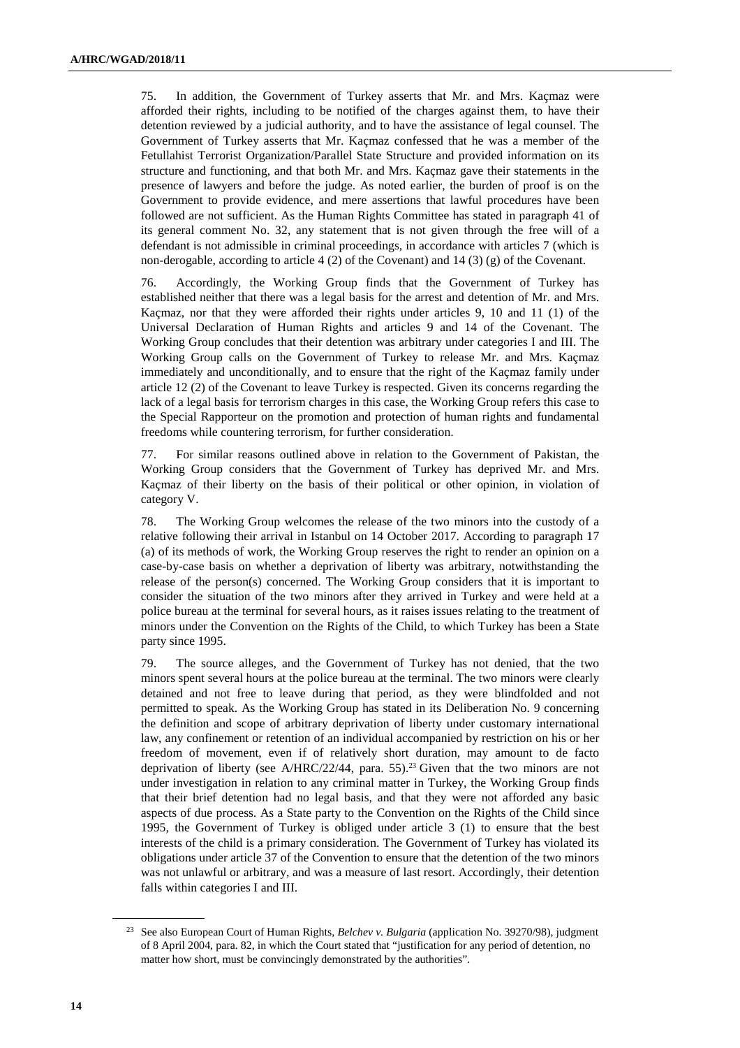75. In addition, the Government of Turkey asserts that Mr. and Mrs. Kaçmaz were afforded their rights, including to be notified of the charges against them, to have their detention reviewed by a judicial authority, and to have the assistance of legal counsel. The Government of Turkey asserts that Mr. Kaçmaz confessed that he was a member of the Fetullahist Terrorist Organization/Parallel State Structure and provided information on its structure and functioning, and that both Mr. and Mrs. Kaçmaz gave their statements in the presence of lawyers and before the judge. As noted earlier, the burden of proof is on the Government to provide evidence, and mere assertions that lawful procedures have been followed are not sufficient. As the Human Rights Committee has stated in paragraph 41 of its general comment No. 32, any statement that is not given through the free will of a defendant is not admissible in criminal proceedings, in accordance with articles 7 (which is non-derogable, according to article 4 (2) of the Covenant) and 14 (3) (g) of the Covenant.

76. Accordingly, the Working Group finds that the Government of Turkey has established neither that there was a legal basis for the arrest and detention of Mr. and Mrs. Kaçmaz, nor that they were afforded their rights under articles 9, 10 and 11 (1) of the Universal Declaration of Human Rights and articles 9 and 14 of the Covenant. The Working Group concludes that their detention was arbitrary under categories I and III. The Working Group calls on the Government of Turkey to release Mr. and Mrs. Kaçmaz immediately and unconditionally, and to ensure that the right of the Kaçmaz family under article 12 (2) of the Covenant to leave Turkey is respected. Given its concerns regarding the lack of a legal basis for terrorism charges in this case, the Working Group refers this case to the Special Rapporteur on the promotion and protection of human rights and fundamental freedoms while countering terrorism, for further consideration.

77. For similar reasons outlined above in relation to the Government of Pakistan, the Working Group considers that the Government of Turkey has deprived Mr. and Mrs. Kaçmaz of their liberty on the basis of their political or other opinion, in violation of category V.

78. The Working Group welcomes the release of the two minors into the custody of a relative following their arrival in Istanbul on 14 October 2017. According to paragraph 17 (a) of its methods of work, the Working Group reserves the right to render an opinion on a case-by-case basis on whether a deprivation of liberty was arbitrary, notwithstanding the release of the person(s) concerned. The Working Group considers that it is important to consider the situation of the two minors after they arrived in Turkey and were held at a police bureau at the terminal for several hours, as it raises issues relating to the treatment of minors under the Convention on the Rights of the Child, to which Turkey has been a State party since 1995.

79. The source alleges, and the Government of Turkey has not denied, that the two minors spent several hours at the police bureau at the terminal. The two minors were clearly detained and not free to leave during that period, as they were blindfolded and not permitted to speak. As the Working Group has stated in its Deliberation No. 9 concerning the definition and scope of arbitrary deprivation of liberty under customary international law, any confinement or retention of an individual accompanied by restriction on his or her freedom of movement, even if of relatively short duration, may amount to de facto deprivation of liberty (see A/HRC/22/44, para. 55).[23] Given that the two minors are not under investigation in relation to any criminal matter in Turkey, the Working Group finds that their brief detention had no legal basis, and that they were not afforded any basic aspects of due process. As a State party to the Convention on the Rights of the Child since 1995, the Government of Turkey is obliged under article 3 (1) to ensure that the best interests of the child is a primary consideration. The Government of Turkey has violated its obligations under article 37 of the Convention to ensure that the detention of the two minors was not unlawful or arbitrary, and was a measure of last resort. Accordingly, their detention falls within categories I and III.

---

[23] See also European Court of Human Rights, *Belchev v. Bulgaria* (application No. 39270/98), judgment of 8 April 2004, para. 82, in which the Court stated that "justification for any period of detention, no matter how short, must be convincingly demonstrated by the authorities".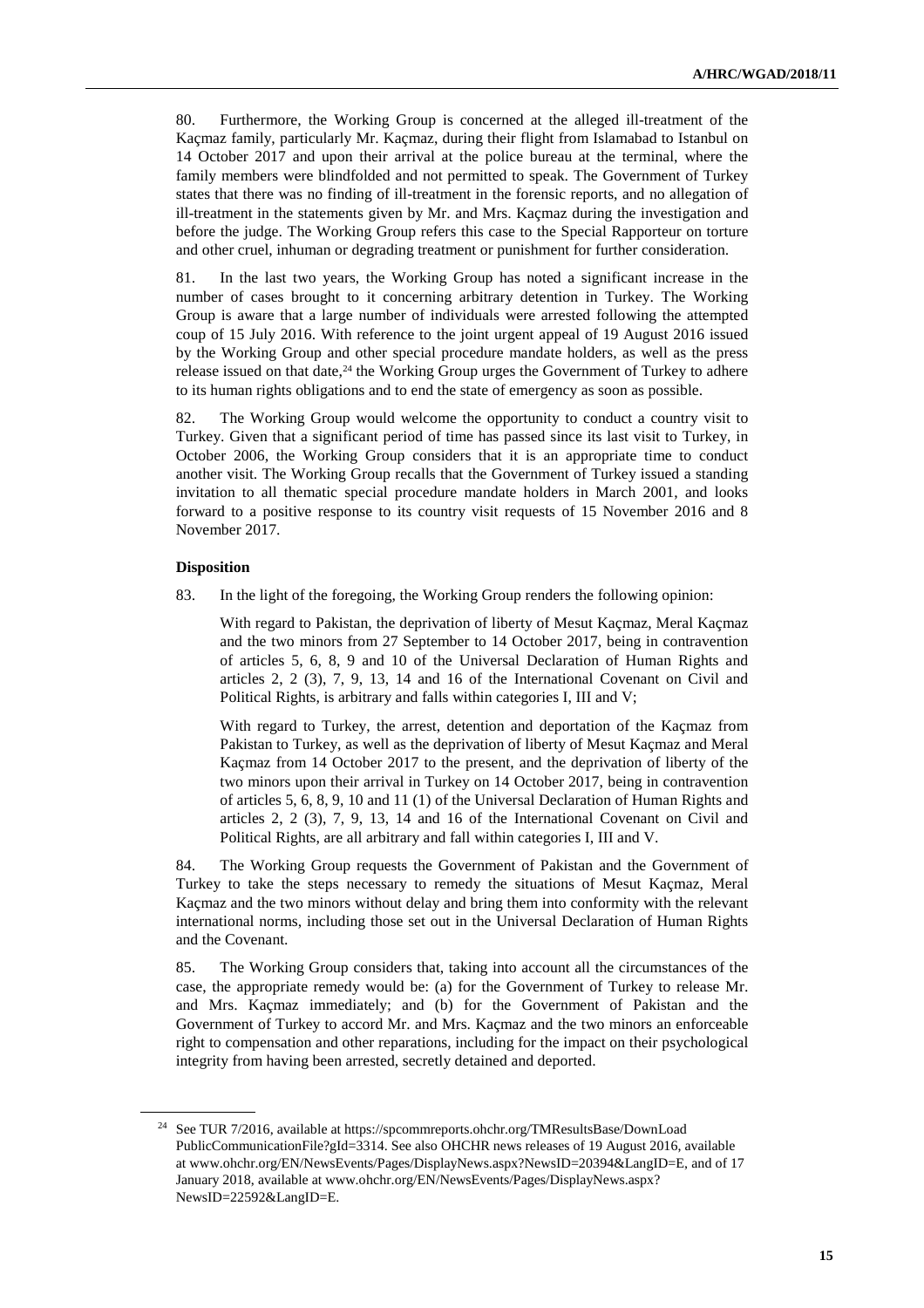80. Furthermore, the Working Group is concerned at the alleged ill-treatment of the Kaçmaz family, particularly Mr. Kaçmaz, during their flight from Islamabad to Istanbul on 14 October 2017 and upon their arrival at the police bureau at the terminal, where the family members were blindfolded and not permitted to speak. The Government of Turkey states that there was no finding of ill-treatment in the forensic reports, and no allegation of ill-treatment in the statements given by Mr. and Mrs. Kaçmaz during the investigation and before the judge. The Working Group refers this case to the Special Rapporteur on torture and other cruel, inhuman or degrading treatment or punishment for further consideration.

81. In the last two years, the Working Group has noted a significant increase in the number of cases brought to it concerning arbitrary detention in Turkey. The Working Group is aware that a large number of individuals were arrested following the attempted coup of 15 July 2016. With reference to the joint urgent appeal of 19 August 2016 issued by the Working Group and other special procedure mandate holders, as well as the press release issued on that date,[24] the Working Group urges the Government of Turkey to adhere to its human rights obligations and to end the state of emergency as soon as possible.

82. The Working Group would welcome the opportunity to conduct a country visit to Turkey. Given that a significant period of time has passed since its last visit to Turkey, in October 2006, the Working Group considers that it is an appropriate time to conduct another visit. The Working Group recalls that the Government of Turkey issued a standing invitation to all thematic special procedure mandate holders in March 2001, and looks forward to a positive response to its country visit requests of 15 November 2016 and 8 November 2017.

**Disposition**

83. In the light of the foregoing, the Working Group renders the following opinion:

With regard to Pakistan, the deprivation of liberty of Mesut Kaçmaz, Meral Kaçmaz and the two minors from 27 September to 14 October 2017, being in contravention of articles 5, 6, 8, 9 and 10 of the Universal Declaration of Human Rights and articles 2, 2 (3), 7, 9, 13, 14 and 16 of the International Covenant on Civil and Political Rights, is arbitrary and falls within categories I, III and V;

With regard to Turkey, the arrest, detention and deportation of the Kaçmaz from Pakistan to Turkey, as well as the deprivation of liberty of Mesut Kaçmaz and Meral Kaçmaz from 14 October 2017 to the present, and the deprivation of liberty of the two minors upon their arrival in Turkey on 14 October 2017, being in contravention of articles 5, 6, 8, 9, 10 and 11 (1) of the Universal Declaration of Human Rights and articles 2, 2 (3), 7, 9, 13, 14 and 16 of the International Covenant on Civil and Political Rights, are all arbitrary and fall within categories I, III and V.

84. The Working Group requests the Government of Pakistan and the Government of Turkey to take the steps necessary to remedy the situations of Mesut Kaçmaz, Meral Kaçmaz and the two minors without delay and bring them into conformity with the relevant international norms, including those set out in the Universal Declaration of Human Rights and the Covenant.

85. The Working Group considers that, taking into account all the circumstances of the case, the appropriate remedy would be: (a) for the Government of Turkey to release Mr. and Mrs. Kaçmaz immediately; and (b) for the Government of Pakistan and the Government of Turkey to accord Mr. and Mrs. Kaçmaz and the two minors an enforceable right to compensation and other reparations, including for the impact on their psychological integrity from having been arrested, secretly detained and deported.

---

[24] See TUR 7/2016, available at https://spcommreports.ohchr.org/TMResultsBase/DownLoadPublicCommunicationFile?gId=3314. See also OHCHR news releases of 19 August 2016, available at www.ohchr.org/EN/NewsEvents/Pages/DisplayNews.aspx?NewsID=20394&LangID=E, and of 17 January 2018, available at www.ohchr.org/EN/NewsEvents/Pages/DisplayNews.aspx?NewsID=22592&LangID=E.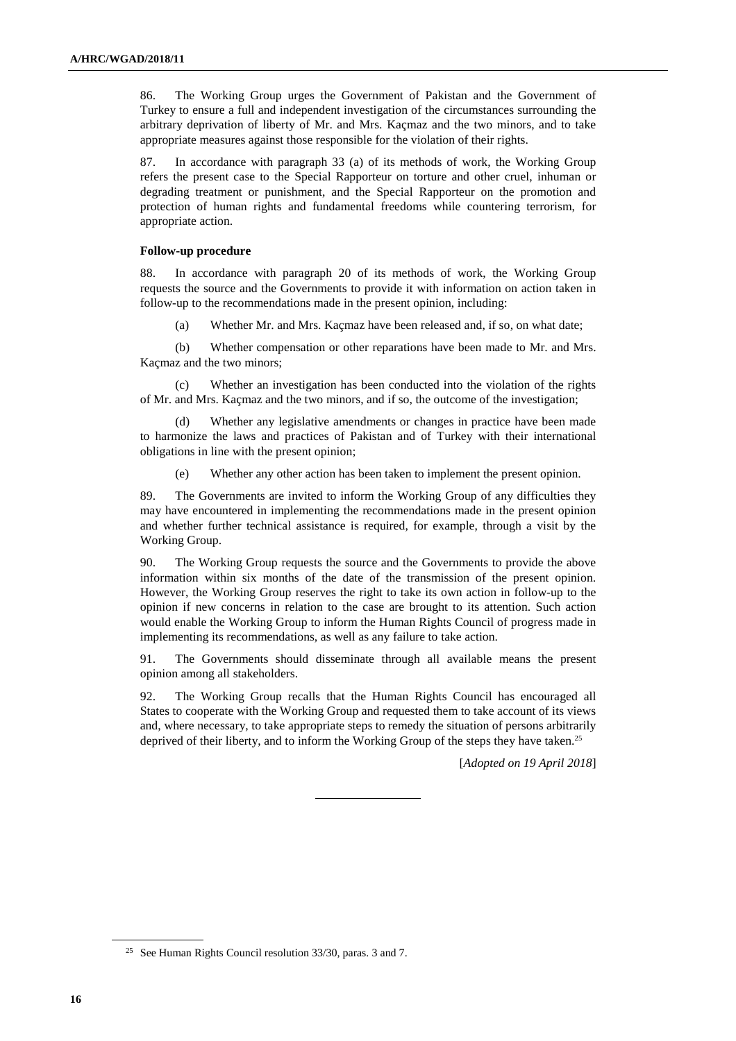86. The Working Group urges the Government of Pakistan and the Government of Turkey to ensure a full and independent investigation of the circumstances surrounding the arbitrary deprivation of liberty of Mr. and Mrs. Kaçmaz and the two minors, and to take appropriate measures against those responsible for the violation of their rights.

87. In accordance with paragraph 33 (a) of its methods of work, the Working Group refers the present case to the Special Rapporteur on torture and other cruel, inhuman or degrading treatment or punishment, and the Special Rapporteur on the promotion and protection of human rights and fundamental freedoms while countering terrorism, for appropriate action.

**Follow-up procedure**

88. In accordance with paragraph 20 of its methods of work, the Working Group requests the source and the Governments to provide it with information on action taken in follow-up to the recommendations made in the present opinion, including:

(a) Whether Mr. and Mrs. Kaçmaz have been released and, if so, on what date;

(b) Whether compensation or other reparations have been made to Mr. and Mrs. Kaçmaz and the two minors;

(c) Whether an investigation has been conducted into the violation of the rights of Mr. and Mrs. Kaçmaz and the two minors, and if so, the outcome of the investigation;

(d) Whether any legislative amendments or changes in practice have been made to harmonize the laws and practices of Pakistan and of Turkey with their international obligations in line with the present opinion;

(e) Whether any other action has been taken to implement the present opinion.

89. The Governments are invited to inform the Working Group of any difficulties they may have encountered in implementing the recommendations made in the present opinion and whether further technical assistance is required, for example, through a visit by the Working Group.

90. The Working Group requests the source and the Governments to provide the above information within six months of the date of the transmission of the present opinion. However, the Working Group reserves the right to take its own action in follow-up to the opinion if new concerns in relation to the case are brought to its attention. Such action would enable the Working Group to inform the Human Rights Council of progress made in implementing its recommendations, as well as any failure to take action.

91. The Governments should disseminate through all available means the present opinion among all stakeholders.

92. The Working Group recalls that the Human Rights Council has encouraged all States to cooperate with the Working Group and requested them to take account of its views and, where necessary, to take appropriate steps to remedy the situation of persons arbitrarily deprived of their liberty, and to inform the Working Group of the steps they have taken.[25]

[*Adopted on 19 April 2018*]

[25] See Human Rights Council resolution 33/30, paras. 3 and 7.